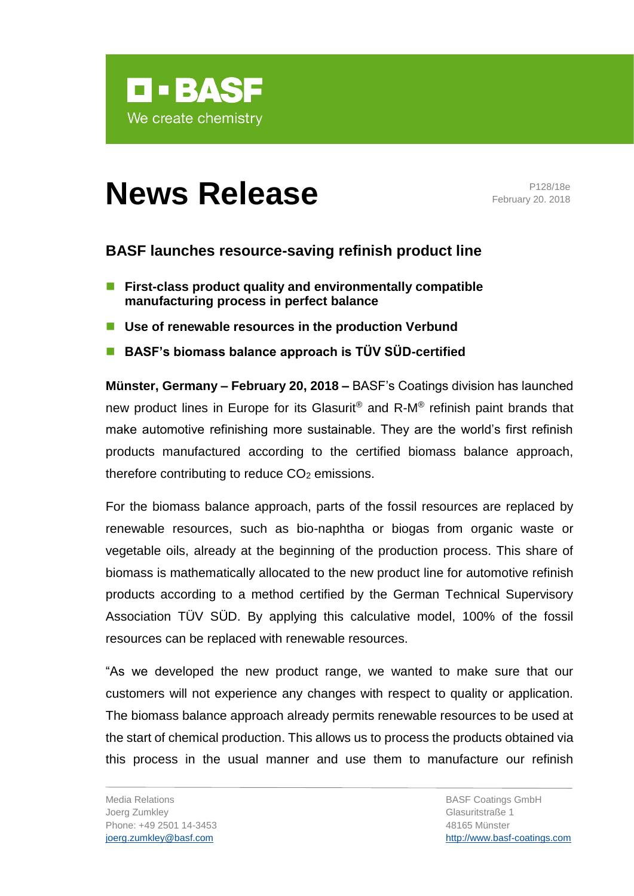BASF
We create chemistry

# News Release

P128/18e
February 20. 2018

## BASF launches resource-saving refinish product line

- **First-class product quality and environmentally compatible manufacturing process in perfect balance**
- **Use of renewable resources in the production Verbund**
- **BASF's biomass balance approach is TÜV SÜD-certified**

**Münster, Germany – February 20, 2018 –** BASF's Coatings division has launched new product lines in Europe for its Glasurit® and R-M® refinish paint brands that make automotive refinishing more sustainable. They are the world's first refinish products manufactured according to the certified biomass balance approach, therefore contributing to reduce $CO_2$ emissions.

For the biomass balance approach, parts of the fossil resources are replaced by renewable resources, such as bio-naphtha or biogas from organic waste or vegetable oils, already at the beginning of the production process. This share of biomass is mathematically allocated to the new product line for automotive refinish products according to a method certified by the German Technical Supervisory Association TÜV SÜD. By applying this calculative model, 100% of the fossil resources can be replaced with renewable resources.

"As we developed the new product range, we wanted to make sure that our customers will not experience any changes with respect to quality or application. The biomass balance approach already permits renewable resources to be used at the start of chemical production. This allows us to process the products obtained via this process in the usual manner and use them to manufacture our refinish

Media Relations
Joerg Zumkley
Phone: +49 2501 14-3453
joerg.zumkley@basf.com

BASF Coatings GmbH
Glasuritstraße 1
48165 Münster
http://www.basf-coatings.com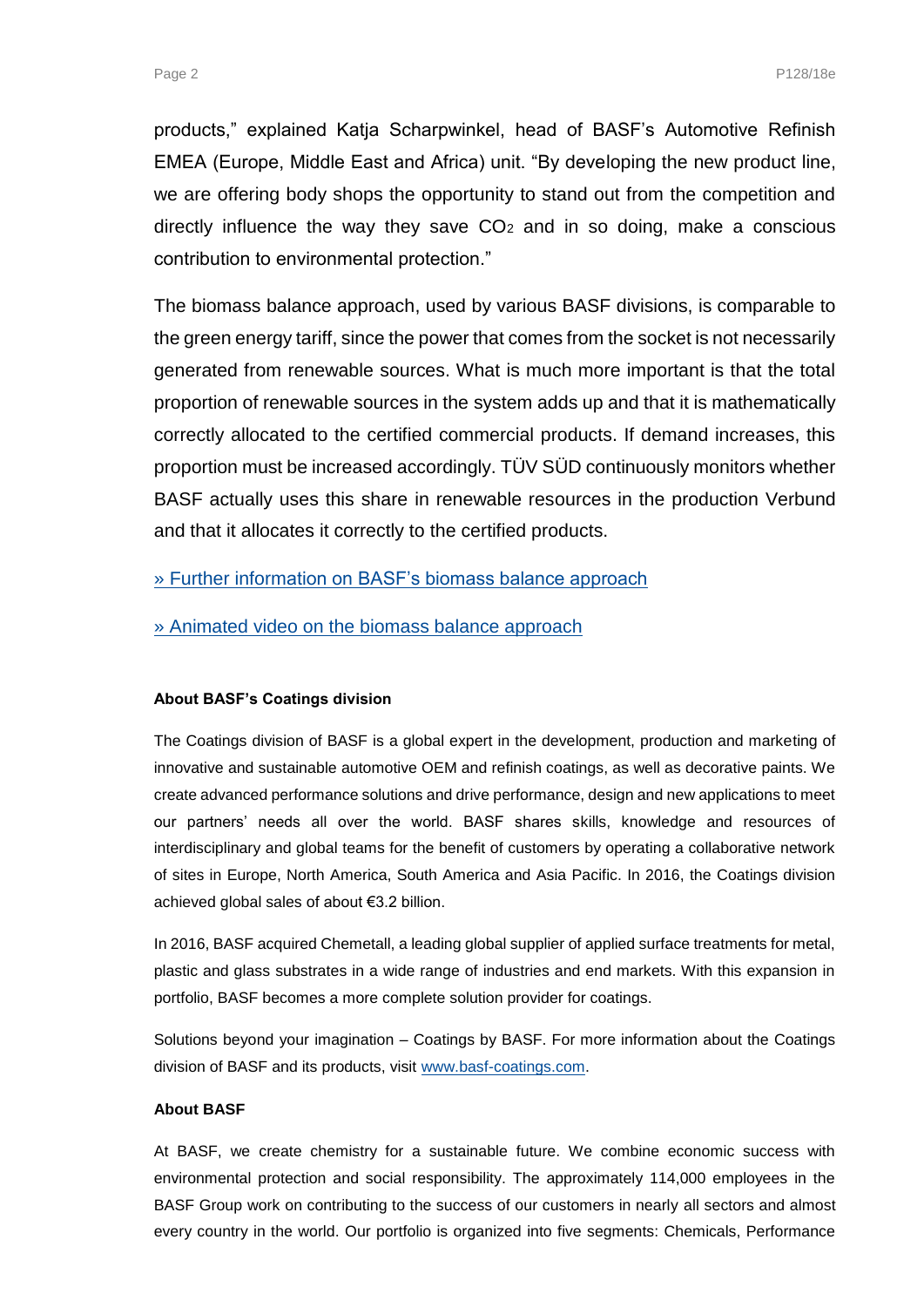products," explained Katja Scharpwinkel, head of BASF's Automotive Refinish EMEA (Europe, Middle East and Africa) unit. "By developing the new product line, we are offering body shops the opportunity to stand out from the competition and directly influence the way they save $CO_2$ and in so doing, make a conscious contribution to environmental protection."

The biomass balance approach, used by various BASF divisions, is comparable to the green energy tariff, since the power that comes from the socket is not necessarily generated from renewable sources. What is much more important is that the total proportion of renewable sources in the system adds up and that it is mathematically correctly allocated to the certified commercial products. If demand increases, this proportion must be increased accordingly. TÜV SÜD continuously monitors whether BASF actually uses this share in renewable resources in the production Verbund and that it allocates it correctly to the certified products.

[» Further information on BASF's biomass balance approach]()

[» Animated video on the biomass balance approach]()

**About BASF's Coatings division**

The Coatings division of BASF is a global expert in the development, production and marketing of innovative and sustainable automotive OEM and refinish coatings, as well as decorative paints. We create advanced performance solutions and drive performance, design and new applications to meet our partners' needs all over the world. BASF shares skills, knowledge and resources of interdisciplinary and global teams for the benefit of customers by operating a collaborative network of sites in Europe, North America, South America and Asia Pacific. In 2016, the Coatings division achieved global sales of about €3.2 billion.

In 2016, BASF acquired Chemetall, a leading global supplier of applied surface treatments for metal, plastic and glass substrates in a wide range of industries and end markets. With this expansion in portfolio, BASF becomes a more complete solution provider for coatings.

Solutions beyond your imagination – Coatings by BASF. For more information about the Coatings division of BASF and its products, visit [www.basf-coatings.com](www.basf-coatings.com).

**About BASF**

At BASF, we create chemistry for a sustainable future. We combine economic success with environmental protection and social responsibility. The approximately 114,000 employees in the BASF Group work on contributing to the success of our customers in nearly all sectors and almost every country in the world. Our portfolio is organized into five segments: Chemicals, Performance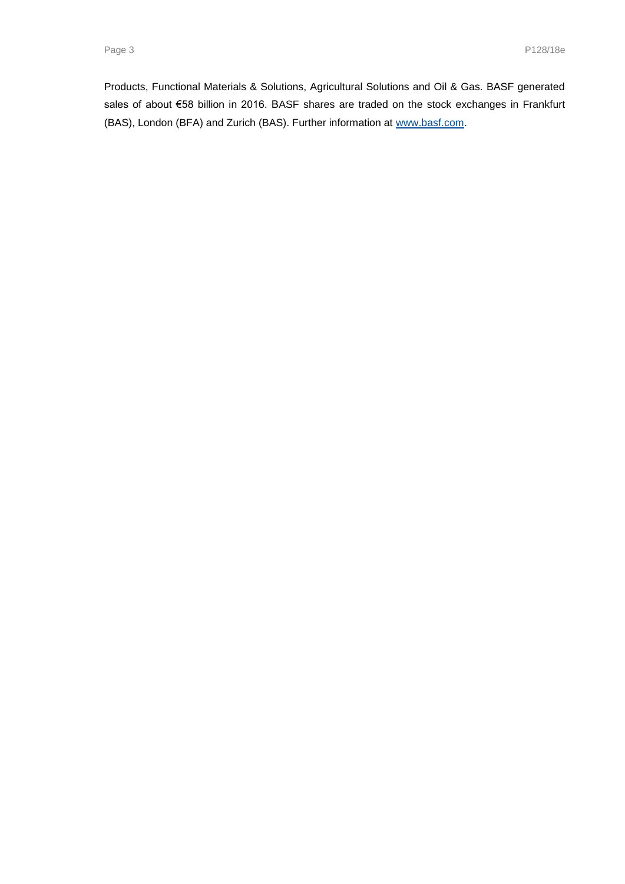Products, Functional Materials & Solutions, Agricultural Solutions and Oil & Gas. BASF generated sales of about €58 billion in 2016. BASF shares are traded on the stock exchanges in Frankfurt (BAS), London (BFA) and Zurich (BAS). Further information at [www.basf.com](http://www.basf.com).